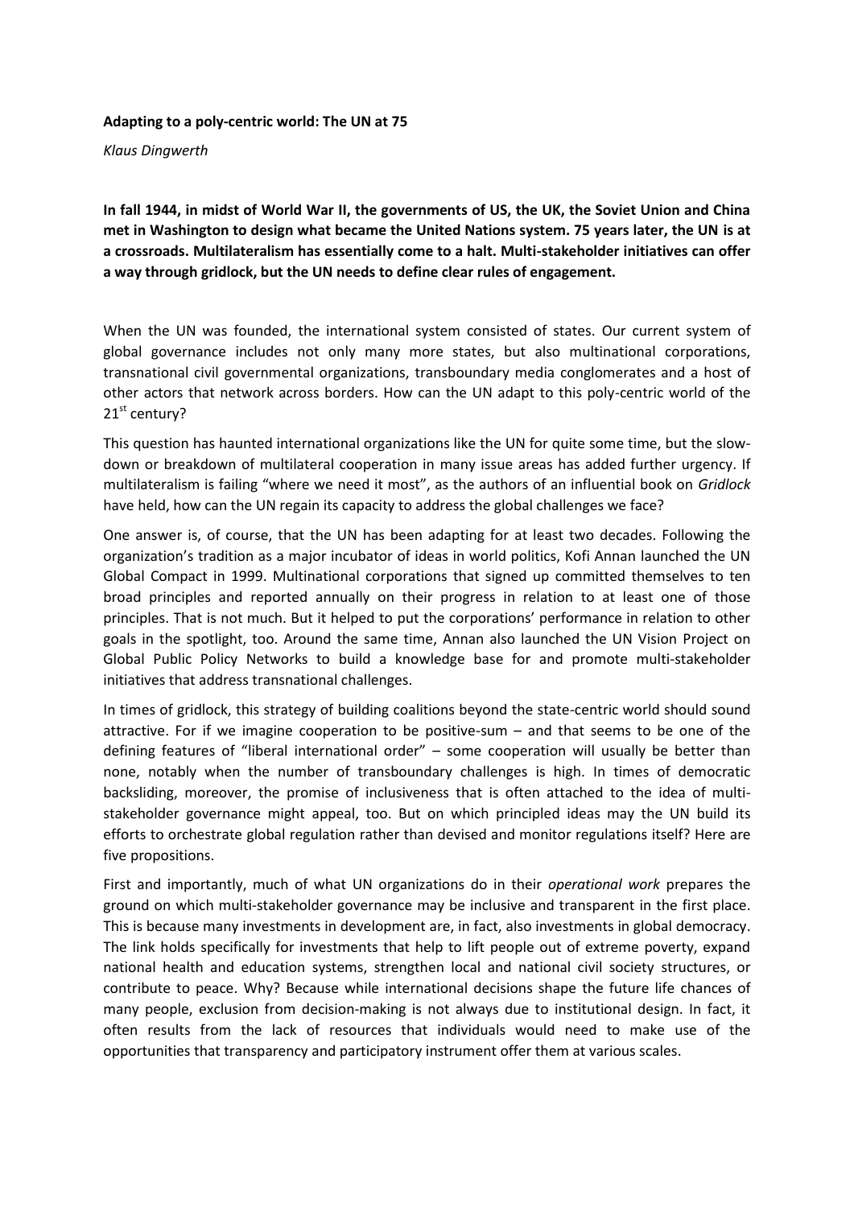**Adapting to a poly-centric world: The UN at 75**

*Klaus Dingwerth*

**In fall 1944, in midst of World War II, the governments of US, the UK, the Soviet Union and China met in Washington to design what became the United Nations system. 75 years later, the UN is at a crossroads. Multilateralism has essentially come to a halt. Multi-stakeholder initiatives can offer a way through gridlock, but the UN needs to define clear rules of engagement.**

When the UN was founded, the international system consisted of states. Our current system of global governance includes not only many more states, but also multinational corporations, transnational civil governmental organizations, transboundary media conglomerates and a host of other actors that network across borders. How can the UN adapt to this poly-centric world of the 21st century?

This question has haunted international organizations like the UN for quite some time, but the slow-down or breakdown of multilateral cooperation in many issue areas has added further urgency. If multilateralism is failing "where we need it most", as the authors of an influential book on *Gridlock* have held, how can the UN regain its capacity to address the global challenges we face?

One answer is, of course, that the UN has been adapting for at least two decades. Following the organization's tradition as a major incubator of ideas in world politics, Kofi Annan launched the UN Global Compact in 1999. Multinational corporations that signed up committed themselves to ten broad principles and reported annually on their progress in relation to at least one of those principles. That is not much. But it helped to put the corporations' performance in relation to other goals in the spotlight, too. Around the same time, Annan also launched the UN Vision Project on Global Public Policy Networks to build a knowledge base for and promote multi-stakeholder initiatives that address transnational challenges.

In times of gridlock, this strategy of building coalitions beyond the state-centric world should sound attractive. For if we imagine cooperation to be positive-sum – and that seems to be one of the defining features of "liberal international order" – some cooperation will usually be better than none, notably when the number of transboundary challenges is high. In times of democratic backsliding, moreover, the promise of inclusiveness that is often attached to the idea of multi-stakeholder governance might appeal, too. But on which principled ideas may the UN build its efforts to orchestrate global regulation rather than devised and monitor regulations itself? Here are five propositions.

First and importantly, much of what UN organizations do in their *operational work* prepares the ground on which multi-stakeholder governance may be inclusive and transparent in the first place. This is because many investments in development are, in fact, also investments in global democracy. The link holds specifically for investments that help to lift people out of extreme poverty, expand national health and education systems, strengthen local and national civil society structures, or contribute to peace. Why? Because while international decisions shape the future life chances of many people, exclusion from decision-making is not always due to institutional design. In fact, it often results from the lack of resources that individuals would need to make use of the opportunities that transparency and participatory instrument offer them at various scales.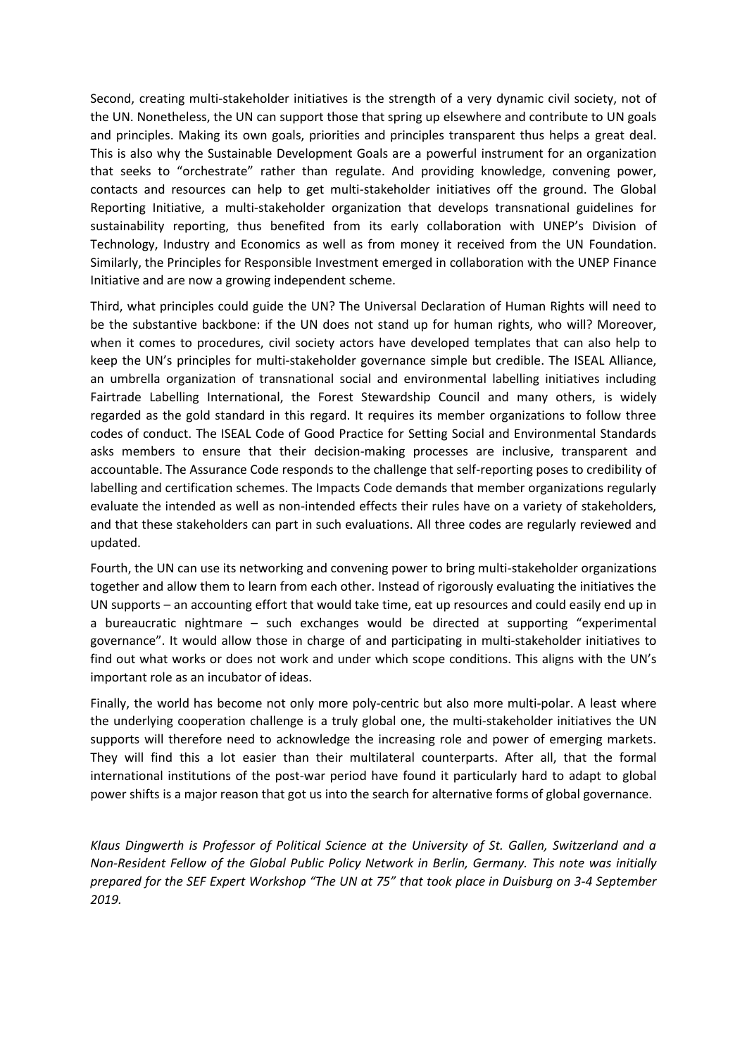Second, creating multi-stakeholder initiatives is the strength of a very dynamic civil society, not of the UN. Nonetheless, the UN can support those that spring up elsewhere and contribute to UN goals and principles. Making its own goals, priorities and principles transparent thus helps a great deal. This is also why the Sustainable Development Goals are a powerful instrument for an organization that seeks to "orchestrate" rather than regulate. And providing knowledge, convening power, contacts and resources can help to get multi-stakeholder initiatives off the ground. The Global Reporting Initiative, a multi-stakeholder organization that develops transnational guidelines for sustainability reporting, thus benefited from its early collaboration with UNEP's Division of Technology, Industry and Economics as well as from money it received from the UN Foundation. Similarly, the Principles for Responsible Investment emerged in collaboration with the UNEP Finance Initiative and are now a growing independent scheme.

Third, what principles could guide the UN? The Universal Declaration of Human Rights will need to be the substantive backbone: if the UN does not stand up for human rights, who will? Moreover, when it comes to procedures, civil society actors have developed templates that can also help to keep the UN's principles for multi-stakeholder governance simple but credible. The ISEAL Alliance, an umbrella organization of transnational social and environmental labelling initiatives including Fairtrade Labelling International, the Forest Stewardship Council and many others, is widely regarded as the gold standard in this regard. It requires its member organizations to follow three codes of conduct. The ISEAL Code of Good Practice for Setting Social and Environmental Standards asks members to ensure that their decision-making processes are inclusive, transparent and accountable. The Assurance Code responds to the challenge that self-reporting poses to credibility of labelling and certification schemes. The Impacts Code demands that member organizations regularly evaluate the intended as well as non-intended effects their rules have on a variety of stakeholders, and that these stakeholders can part in such evaluations. All three codes are regularly reviewed and updated.

Fourth, the UN can use its networking and convening power to bring multi-stakeholder organizations together and allow them to learn from each other. Instead of rigorously evaluating the initiatives the UN supports – an accounting effort that would take time, eat up resources and could easily end up in a bureaucratic nightmare – such exchanges would be directed at supporting "experimental governance". It would allow those in charge of and participating in multi-stakeholder initiatives to find out what works or does not work and under which scope conditions. This aligns with the UN's important role as an incubator of ideas.

Finally, the world has become not only more poly-centric but also more multi-polar. A least where the underlying cooperation challenge is a truly global one, the multi-stakeholder initiatives the UN supports will therefore need to acknowledge the increasing role and power of emerging markets. They will find this a lot easier than their multilateral counterparts. After all, that the formal international institutions of the post-war period have found it particularly hard to adapt to global power shifts is a major reason that got us into the search for alternative forms of global governance.

*Klaus Dingwerth is Professor of Political Science at the University of St. Gallen, Switzerland and a Non-Resident Fellow of the Global Public Policy Network in Berlin, Germany. This note was initially prepared for the SEF Expert Workshop "The UN at 75" that took place in Duisburg on 3-4 September 2019.*